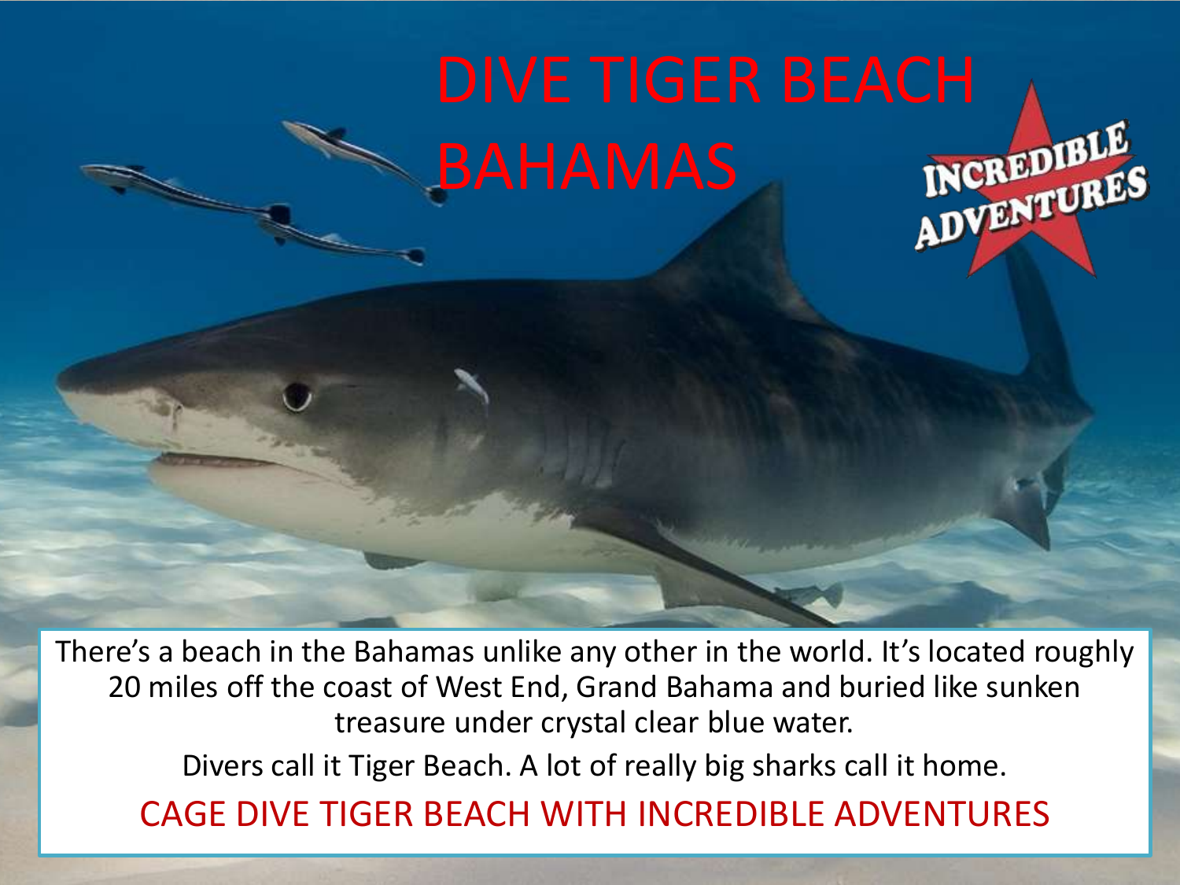# DIVE TIGER BEACH BAHAMAS

INCREDIBLE ADVENTURES

There's a beach in the Bahamas unlike any other in the world. It's located roughly 20 miles off the coast of West End, Grand Bahama and buried like sunken treasure under crystal clear blue water.

Divers call it Tiger Beach. A lot of really big sharks call it home.

CAGE DIVE TIGER BEACH WITH INCREDIBLE ADVENTURES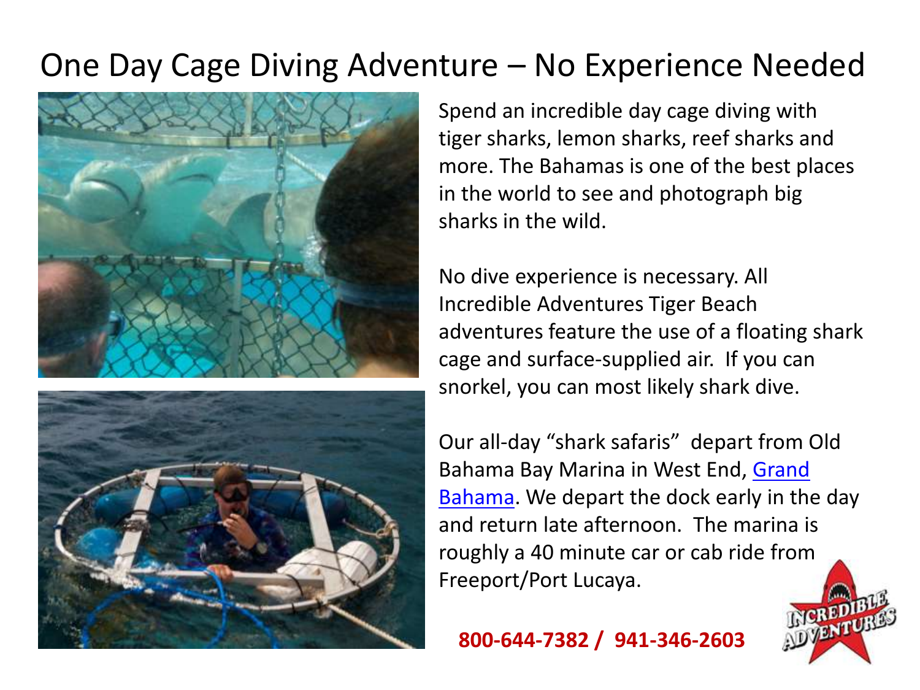# One Day Cage Diving Adventure – No Experience Needed

Spend an incredible day cage diving with tiger sharks, lemon sharks, reef sharks and more. The Bahamas is one of the best places in the world to see and photograph big sharks in the wild.

No dive experience is necessary. All Incredible Adventures Tiger Beach adventures feature the use of a floating shark cage and surface-supplied air. If you can snorkel, you can most likely shark dive.

Our all-day "shark safaris" depart from Old Bahama Bay Marina in West End, Grand Bahama. We depart the dock early in the day and return late afternoon. The marina is roughly a 40 minute car or cab ride from Freeport/Port Lucaya.

**800-644-7382 / 941-346-2603**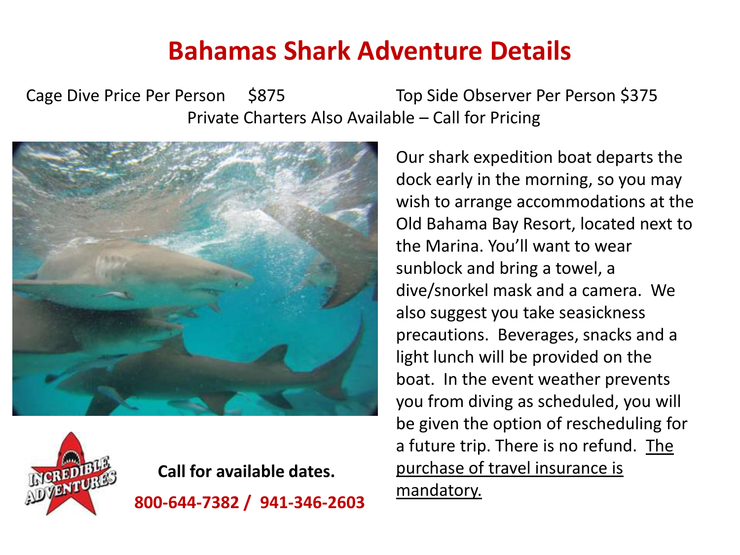# Bahamas Shark Adventure Details

Cage Dive Price Per Person $875 Top Side Observer Per Person $375

Private Charters Also Available – Call for Pricing

Our shark expedition boat departs the dock early in the morning, so you may wish to arrange accommodations at the Old Bahama Bay Resort, located next to the Marina. You'll want to wear sunblock and bring a towel, a dive/snorkel mask and a camera. We also suggest you take seasickness precautions. Beverages, snacks and a light lunch will be provided on the boat. In the event weather prevents you from diving as scheduled, you will be given the option of rescheduling for a future trip. There is no refund. The purchase of travel insurance is mandatory.

**Call for available dates.**

**800-644-7382 / 941-346-2603**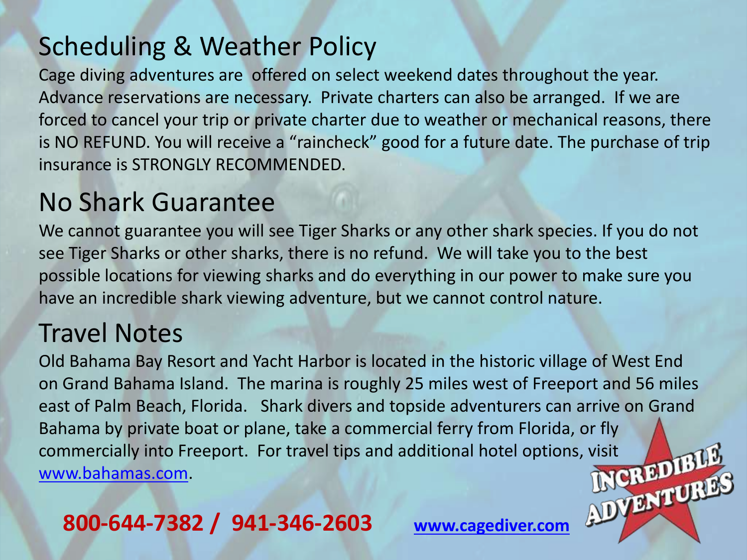## Scheduling & Weather Policy

Cage diving adventures are offered on select weekend dates throughout the year. Advance reservations are necessary. Private charters can also be arranged. If we are forced to cancel your trip or private charter due to weather or mechanical reasons, there is NO REFUND. You will receive a "raincheck" good for a future date. The purchase of trip insurance is STRONGLY RECOMMENDED.

## No Shark Guarantee

We cannot guarantee you will see Tiger Sharks or any other shark species. If you do not see Tiger Sharks or other sharks, there is no refund. We will take you to the best possible locations for viewing sharks and do everything in our power to make sure you have an incredible shark viewing adventure, but we cannot control nature.

## Travel Notes

Old Bahama Bay Resort and Yacht Harbor is located in the historic village of West End on Grand Bahama Island. The marina is roughly 25 miles west of Freeport and 56 miles east of Palm Beach, Florida. Shark divers and topside adventurers can arrive on Grand Bahama by private boat or plane, take a commercial ferry from Florida, or fly commercially into Freeport. For travel tips and additional hotel options, visit www.bahamas.com.

**800-644-7382 / 941-346-2603** **www.cagediver.com**

INCREDIBLE ADVENTURES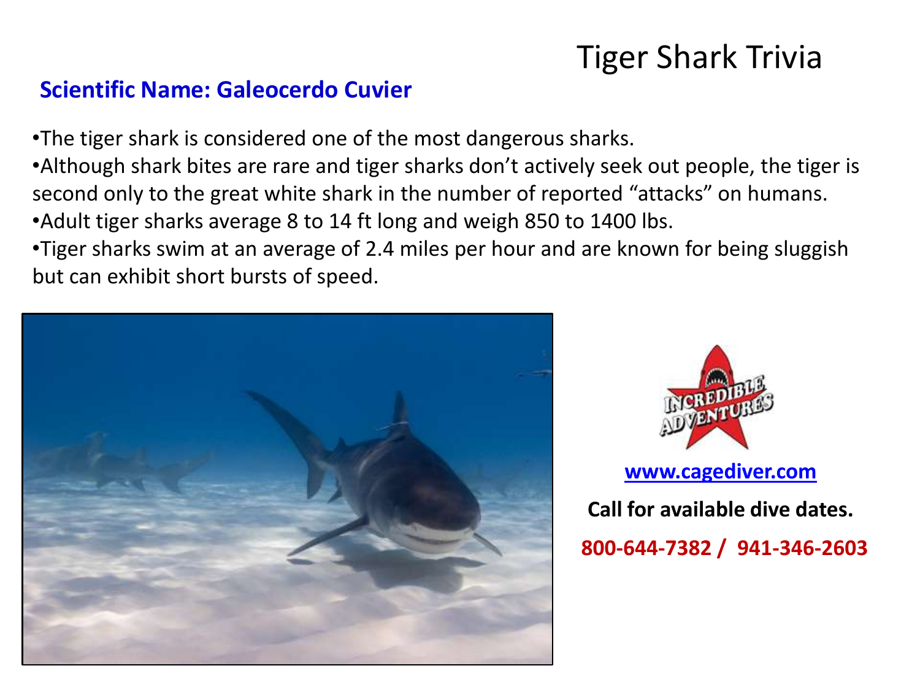# Tiger Shark Trivia

**Scientific Name: Galeocerdo Cuvier**

- The tiger shark is considered one of the most dangerous sharks.
- Although shark bites are rare and tiger sharks don't actively seek out people, the tiger is second only to the great white shark in the number of reported "attacks" on humans.
- Adult tiger sharks average 8 to 14 ft long and weigh 850 to 1400 lbs.
- Tiger sharks swim at an average of 2.4 miles per hour and are known for being sluggish but can exhibit short bursts of speed.

www.cagediver.com

**Call for available dive dates.**

**800-644-7382 / 941-346-2603**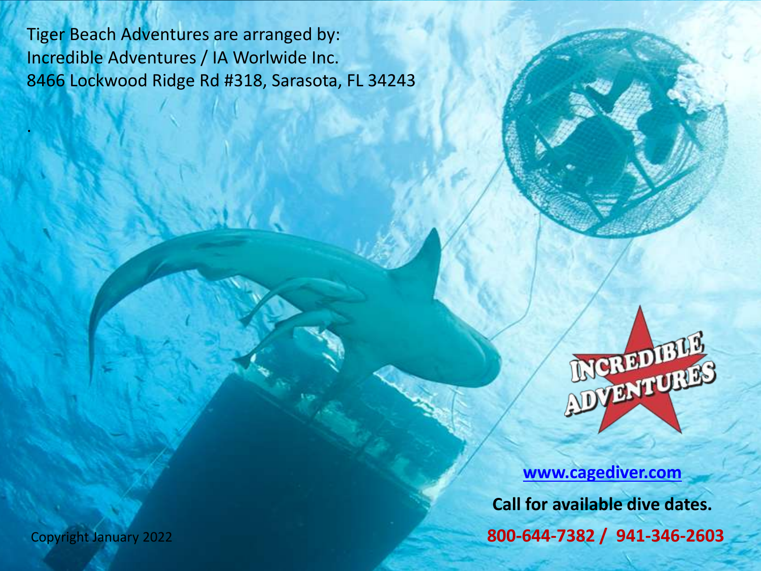Tiger Beach Adventures are arranged by:
Incredible Adventures / IA Worlwide Inc.
8466 Lockwood Ridge Rd #318, Sarasota, FL 34243

.

INCREDIBLE ADVENTURES

**www.cagediver.com**

**Call for available dive dates.**

**800-644-7382 / 941-346-2603**

Copyright January 2022